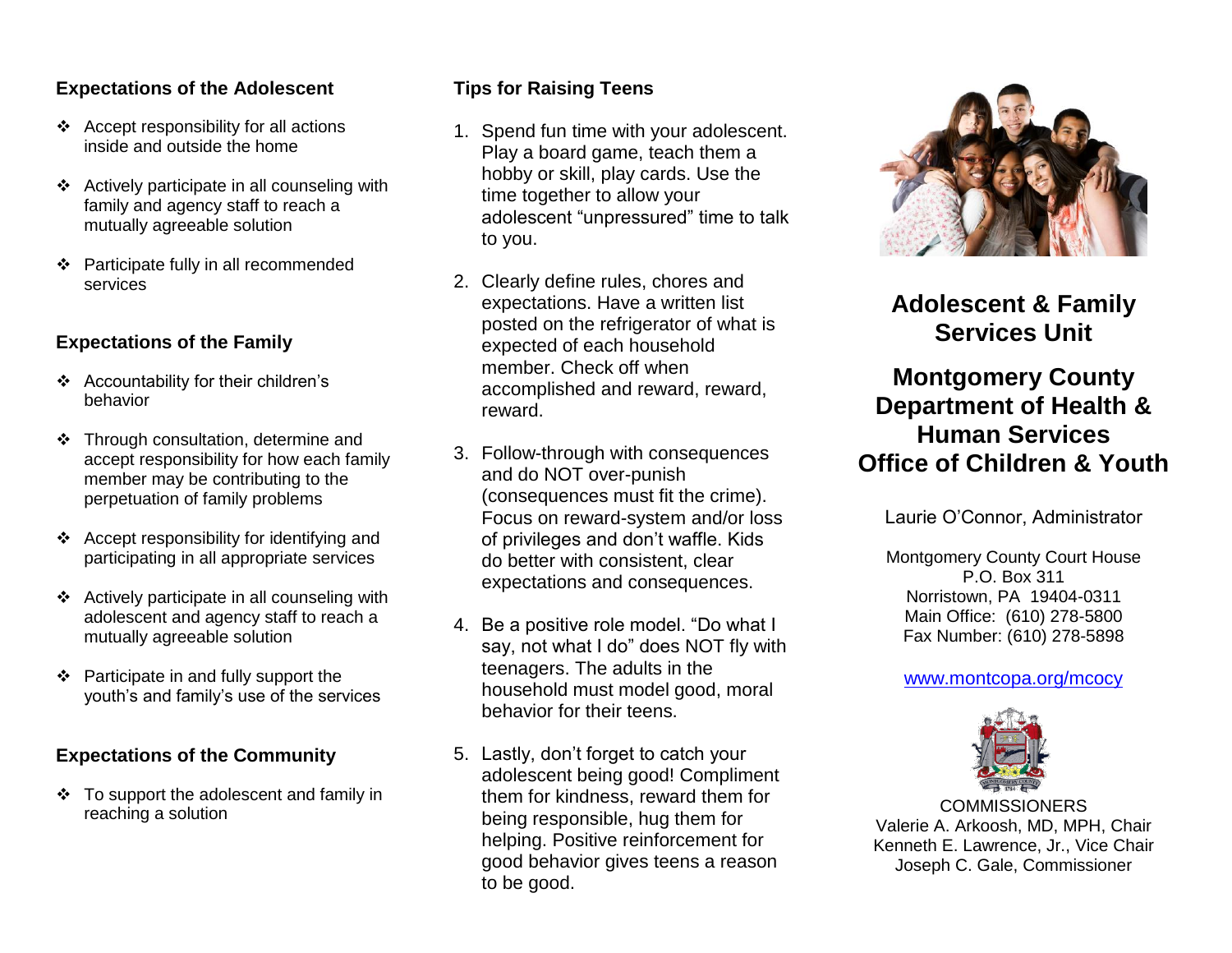### Expectations of the Adolescent

- Accept responsibility for all actions inside and outside the home
- Actively participate in all counseling with family and agency staff to reach a mutually agreeable solution
- Participate fully in all recommended services

### Expectations of the Family

- Accountability for their children's behavior
- Through consultation, determine and accept responsibility for how each family member may be contributing to the perpetuation of family problems
- Accept responsibility for identifying and participating in all appropriate services
- Actively participate in all counseling with adolescent and agency staff to reach a mutually agreeable solution
- Participate in and fully support the youth's and family's use of the services

### Expectations of the Community

- To support the adolescent and family in reaching a solution

### Tips for Raising Teens

1. Spend fun time with your adolescent. Play a board game, teach them a hobby or skill, play cards. Use the time together to allow your adolescent "unpressured" time to talk to you.
2. Clearly define rules, chores and expectations. Have a written list posted on the refrigerator of what is expected of each household member. Check off when accomplished and reward, reward, reward.
3. Follow-through with consequences and do NOT over-punish (consequences must fit the crime). Focus on reward-system and/or loss of privileges and don't waffle. Kids do better with consistent, clear expectations and consequences.
4. Be a positive role model. "Do what I say, not what I do" does NOT fly with teenagers. The adults in the household must model good, moral behavior for their teens.
5. Lastly, don't forget to catch your adolescent being good! Compliment them for kindness, reward them for being responsible, hug them for helping. Positive reinforcement for good behavior gives teens a reason to be good.

# Adolescent & Family Services Unit

# Montgomery County Department of Health & Human Services Office of Children & Youth

Laurie O'Connor, Administrator

Montgomery County Court House
P.O. Box 311
Norristown, PA 19404-0311
Main Office: (610) 278-5800
Fax Number: (610) 278-5898

www.montcopa.org/mcocy

COMMISSIONERS
Valerie A. Arkoosh, MD, MPH, Chair
Kenneth E. Lawrence, Jr., Vice Chair
Joseph C. Gale, Commissioner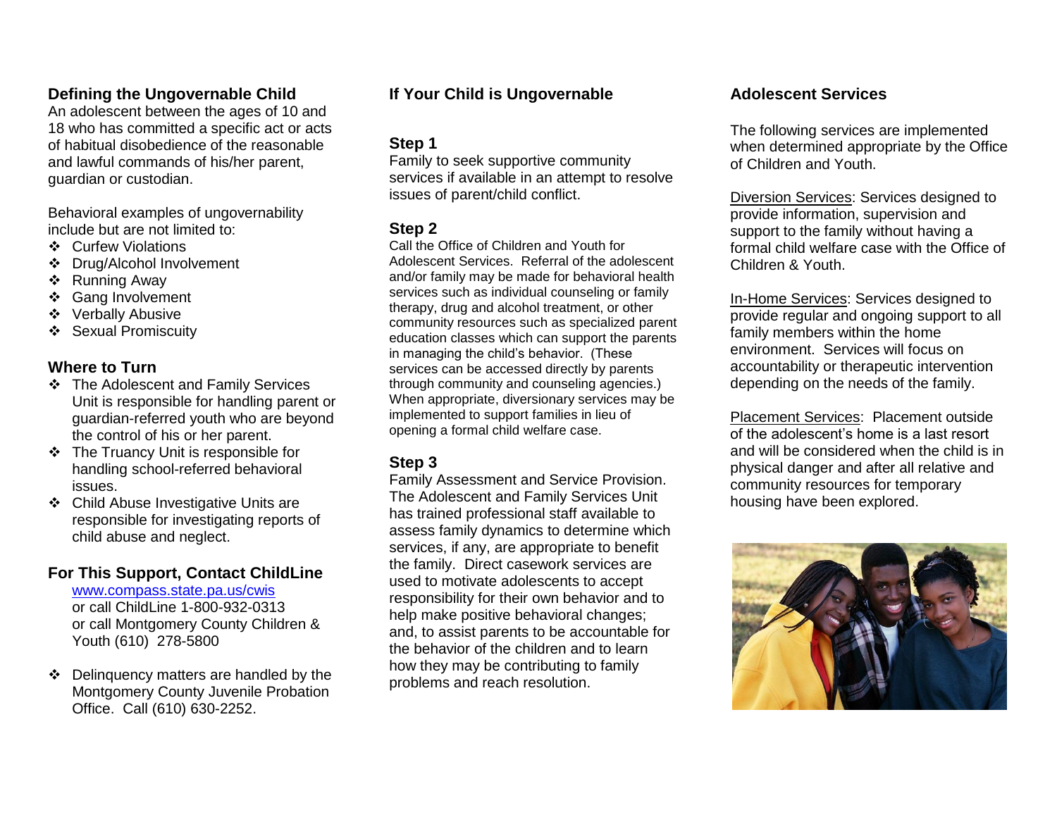## Defining the Ungovernable Child

An adolescent between the ages of 10 and 18 who has committed a specific act or acts of habitual disobedience of the reasonable and lawful commands of his/her parent, guardian or custodian.

Behavioral examples of ungovernability include but are not limited to:

- Curfew Violations
- Drug/Alcohol Involvement
- Running Away
- Gang Involvement
- Verbally Abusive
- Sexual Promiscuity

## Where to Turn

- The Adolescent and Family Services Unit is responsible for handling parent or guardian-referred youth who are beyond the control of his or her parent.
- The Truancy Unit is responsible for handling school-referred behavioral issues.
- Child Abuse Investigative Units are responsible for investigating reports of child abuse and neglect.

## For This Support, Contact ChildLine

www.compass.state.pa.us/cwis
or call ChildLine 1-800-932-0313
or call Montgomery County Children & Youth (610) 278-5800

- Delinquency matters are handled by the Montgomery County Juvenile Probation Office. Call (610) 630-2252.

## If Your Child is Ungovernable

### Step 1

Family to seek supportive community services if available in an attempt to resolve issues of parent/child conflict.

### Step 2

Call the Office of Children and Youth for Adolescent Services. Referral of the adolescent and/or family may be made for behavioral health services such as individual counseling or family therapy, drug and alcohol treatment, or other community resources such as specialized parent education classes which can support the parents in managing the child's behavior. (These services can be accessed directly by parents through community and counseling agencies.) When appropriate, diversionary services may be implemented to support families in lieu of opening a formal child welfare case.

### Step 3

Family Assessment and Service Provision. The Adolescent and Family Services Unit has trained professional staff available to assess family dynamics to determine which services, if any, are appropriate to benefit the family. Direct casework services are used to motivate adolescents to accept responsibility for their own behavior and to help make positive behavioral changes; and, to assist parents to be accountable for the behavior of the children and to learn how they may be contributing to family problems and reach resolution.

## Adolescent Services

The following services are implemented when determined appropriate by the Office of Children and Youth.

Diversion Services: Services designed to provide information, supervision and support to the family without having a formal child welfare case with the Office of Children & Youth.

In-Home Services: Services designed to provide regular and ongoing support to all family members within the home environment. Services will focus on accountability or therapeutic intervention depending on the needs of the family.

Placement Services: Placement outside of the adolescent's home is a last resort and will be considered when the child is in physical danger and after all relative and community resources for temporary housing have been explored.